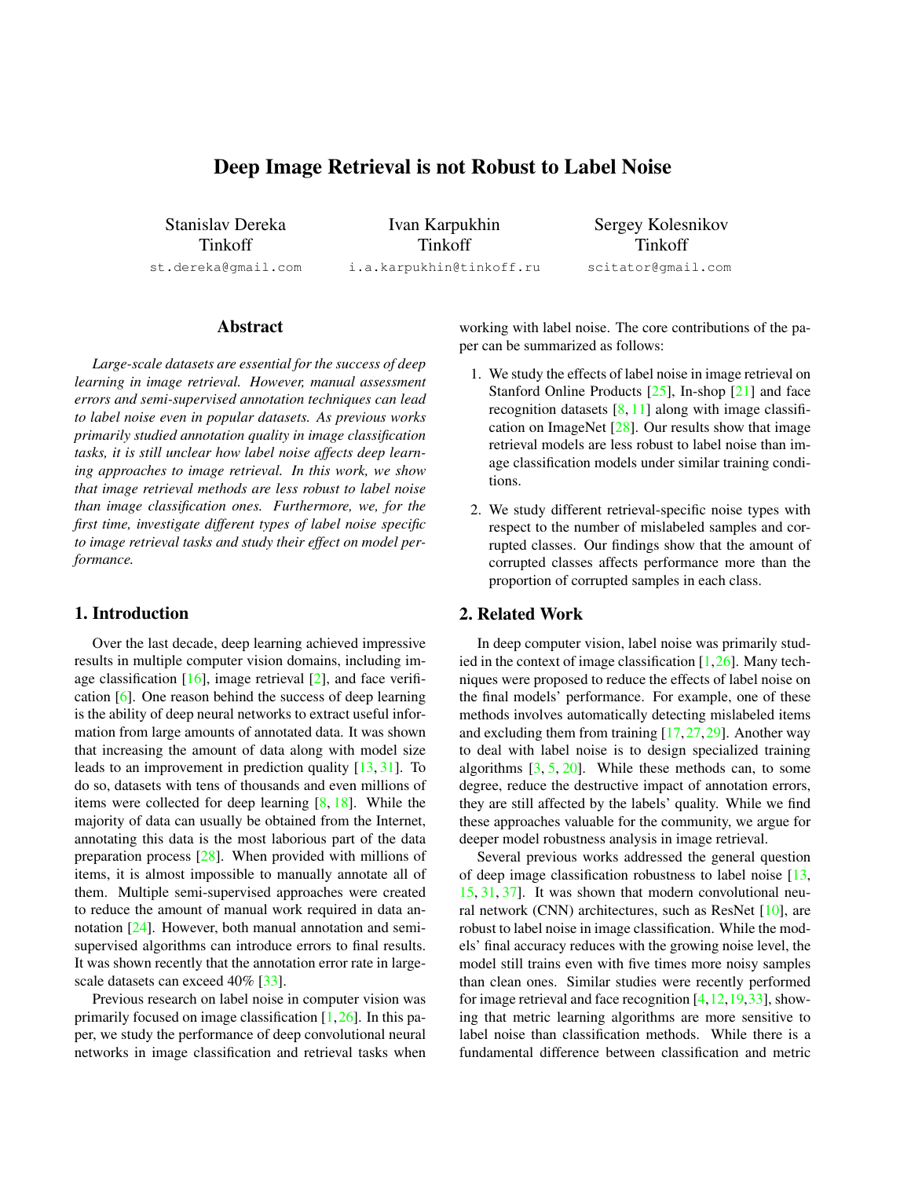# Deep Image Retrieval is not Robust to Label Noise

Stanislav Dereka
Tinkoff
st.dereka@gmail.com

Ivan Karpukhin
Tinkoff
i.a.karpukhin@tinkoff.ru

Sergey Kolesnikov
Tinkoff
scitator@gmail.com

## Abstract

*Large-scale datasets are essential for the success of deep learning in image retrieval. However, manual assessment errors and semi-supervised annotation techniques can lead to label noise even in popular datasets. As previous works primarily studied annotation quality in image classification tasks, it is still unclear how label noise affects deep learning approaches to image retrieval. In this work, we show that image retrieval methods are less robust to label noise than image classification ones. Furthermore, we, for the first time, investigate different types of label noise specific to image retrieval tasks and study their effect on model performance.*

## 1. Introduction

Over the last decade, deep learning achieved impressive results in multiple computer vision domains, including image classification [16], image retrieval [2], and face verification [6]. One reason behind the success of deep learning is the ability of deep neural networks to extract useful information from large amounts of annotated data. It was shown that increasing the amount of data along with model size leads to an improvement in prediction quality [13, 31]. To do so, datasets with tens of thousands and even millions of items were collected for deep learning [8, 18]. While the majority of data can usually be obtained from the Internet, annotating this data is the most laborious part of the data preparation process [28]. When provided with millions of items, it is almost impossible to manually annotate all of them. Multiple semi-supervised approaches were created to reduce the amount of manual work required in data annotation [24]. However, both manual annotation and semi-supervised algorithms can introduce errors to final results. It was shown recently that the annotation error rate in large-scale datasets can exceed 40% [33].

Previous research on label noise in computer vision was primarily focused on image classification [1, 26]. In this paper, we study the performance of deep convolutional neural networks in image classification and retrieval tasks when working with label noise. The core contributions of the paper can be summarized as follows:

1. We study the effects of label noise in image retrieval on Stanford Online Products [25], In-shop [21] and face recognition datasets [8, 11] along with image classification on ImageNet [28]. Our results show that image retrieval models are less robust to label noise than image classification models under similar training conditions.
2. We study different retrieval-specific noise types with respect to the number of mislabeled samples and corrupted classes. Our findings show that the amount of corrupted classes affects performance more than the proportion of corrupted samples in each class.

## 2. Related Work

In deep computer vision, label noise was primarily studied in the context of image classification [1, 26]. Many techniques were proposed to reduce the effects of label noise on the final models' performance. For example, one of these methods involves automatically detecting mislabeled items and excluding them from training [17, 27, 29]. Another way to deal with label noise is to design specialized training algorithms [3, 5, 20]. While these methods can, to some degree, reduce the destructive impact of annotation errors, they are still affected by the labels' quality. While we find these approaches valuable for the community, we argue for deeper model robustness analysis in image retrieval.

Several previous works addressed the general question of deep image classification robustness to label noise [13, 15, 31, 37]. It was shown that modern convolutional neural network (CNN) architectures, such as ResNet [10], are robust to label noise in image classification. While the models' final accuracy reduces with the growing noise level, the model still trains even with five times more noisy samples than clean ones. Similar studies were recently performed for image retrieval and face recognition [4, 12, 19, 33], showing that metric learning algorithms are more sensitive to label noise than classification methods. While there is a fundamental difference between classification and metric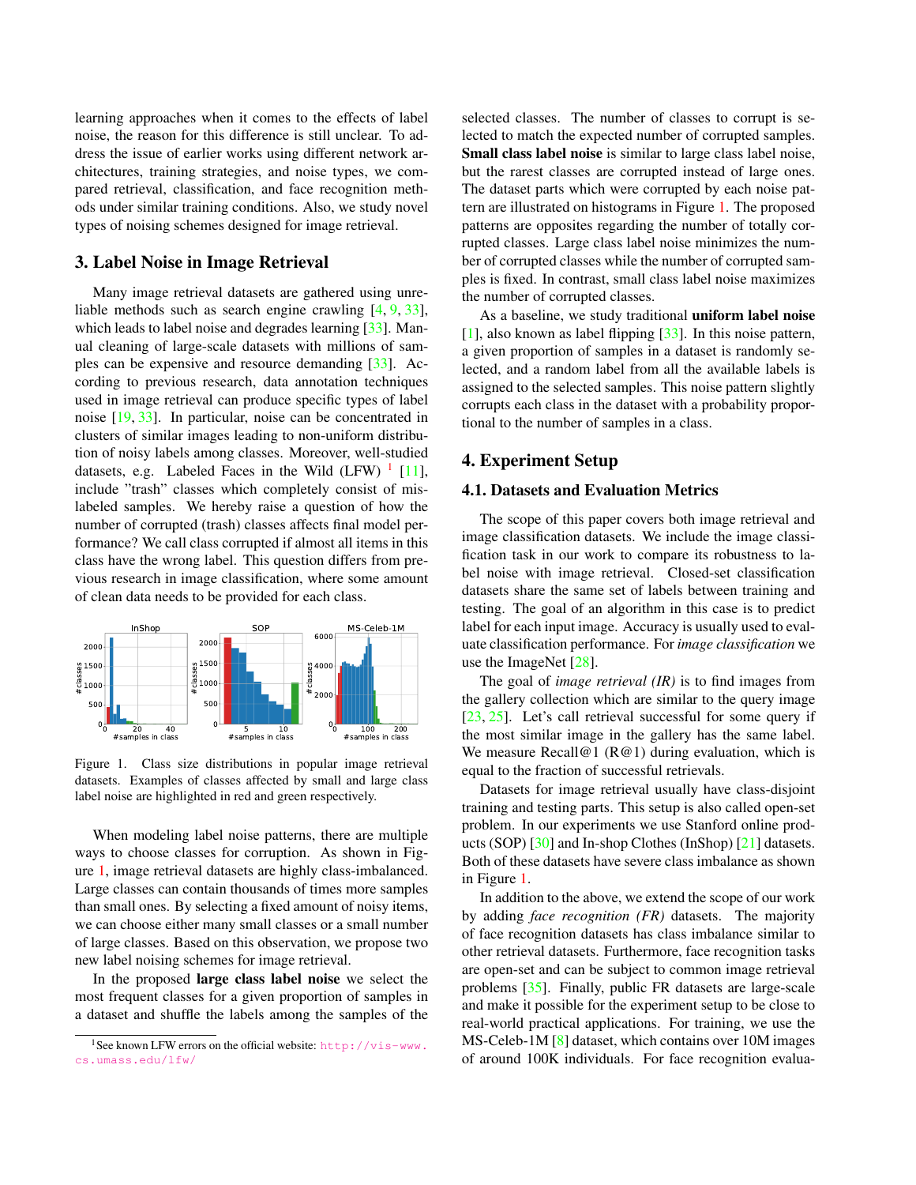learning approaches when it comes to the effects of label noise, the reason for this difference is still unclear. To address the issue of earlier works using different network architectures, training strategies, and noise types, we compared retrieval, classification, and face recognition methods under similar training conditions. Also, we study novel types of noising schemes designed for image retrieval.

## 3. Label Noise in Image Retrieval

Many image retrieval datasets are gathered using unreliable methods such as search engine crawling [4, 9, 33], which leads to label noise and degrades learning [33]. Manual cleaning of large-scale datasets with millions of samples can be expensive and resource demanding [33]. According to previous research, data annotation techniques used in image retrieval can produce specific types of label noise [19, 33]. In particular, noise can be concentrated in clusters of similar images leading to non-uniform distribution of noisy labels among classes. Moreover, well-studied datasets, e.g. Labeled Faces in the Wild (LFW) [1] [11], include "trash" classes which completely consist of mislabeled samples. We hereby raise a question of how the number of corrupted (trash) classes affects final model performance? We call class corrupted if almost all items in this class have the wrong label. This question differs from previous research in image classification, where some amount of clean data needs to be provided for each class.

Figure 1. Class size distributions in popular image retrieval datasets. Examples of classes affected by small and large class label noise are highlighted in red and green respectively.

When modeling label noise patterns, there are multiple ways to choose classes for corruption. As shown in Figure 1, image retrieval datasets are highly class-imbalanced. Large classes can contain thousands of times more samples than small ones. By selecting a fixed amount of noisy items, we can choose either many small classes or a small number of large classes. Based on this observation, we propose two new label noising schemes for image retrieval.

In the proposed **large class label noise** we select the most frequent classes for a given proportion of samples in a dataset and shuffle the labels among the samples of the selected classes. The number of classes to corrupt is selected to match the expected number of corrupted samples. **Small class label noise** is similar to large class label noise, but the rarest classes are corrupted instead of large ones. The dataset parts which were corrupted by each noise pattern are illustrated on histograms in Figure 1. The proposed patterns are opposites regarding the number of totally corrupted classes. Large class label noise minimizes the number of corrupted classes while the number of corrupted samples is fixed. In contrast, small class label noise maximizes the number of corrupted classes.

As a baseline, we study traditional **uniform label noise** [1], also known as label flipping [33]. In this noise pattern, a given proportion of samples in a dataset is randomly selected, and a random label from all the available labels is assigned to the selected samples. This noise pattern slightly corrupts each class in the dataset with a probability proportional to the number of samples in a class.

## 4. Experiment Setup

### 4.1. Datasets and Evaluation Metrics

The scope of this paper covers both image retrieval and image classification datasets. We include the image classification task in our work to compare its robustness to label noise with image retrieval. Closed-set classification datasets share the same set of labels between training and testing. The goal of an algorithm in this case is to predict label for each input image. Accuracy is usually used to evaluate classification performance. For *image classification* we use the ImageNet [28].

The goal of *image retrieval (IR)* is to find images from the gallery collection which are similar to the query image [23, 25]. Let's call retrieval successful for some query if the most similar image in the gallery has the same label. We measure Recall@1 (R@1) during evaluation, which is equal to the fraction of successful retrievals.

Datasets for image retrieval usually have class-disjoint training and testing parts. This setup is also called open-set problem. In our experiments we use Stanford online products (SOP) [30] and In-shop Clothes (InShop) [21] datasets. Both of these datasets have severe class imbalance as shown in Figure 1.

In addition to the above, we extend the scope of our work by adding *face recognition (FR)* datasets. The majority of face recognition datasets has class imbalance similar to other retrieval datasets. Furthermore, face recognition tasks are open-set and can be subject to common image retrieval problems [35]. Finally, public FR datasets are large-scale and make it possible for the experiment setup to be close to real-world practical applications. For training, we use the MS-Celeb-1M [8] dataset, which contains over 10M images of around 100K individuals. For face recognition evalua-

[1] See known LFW errors on the official website: http://vis-www.cs.umass.edu/lfw/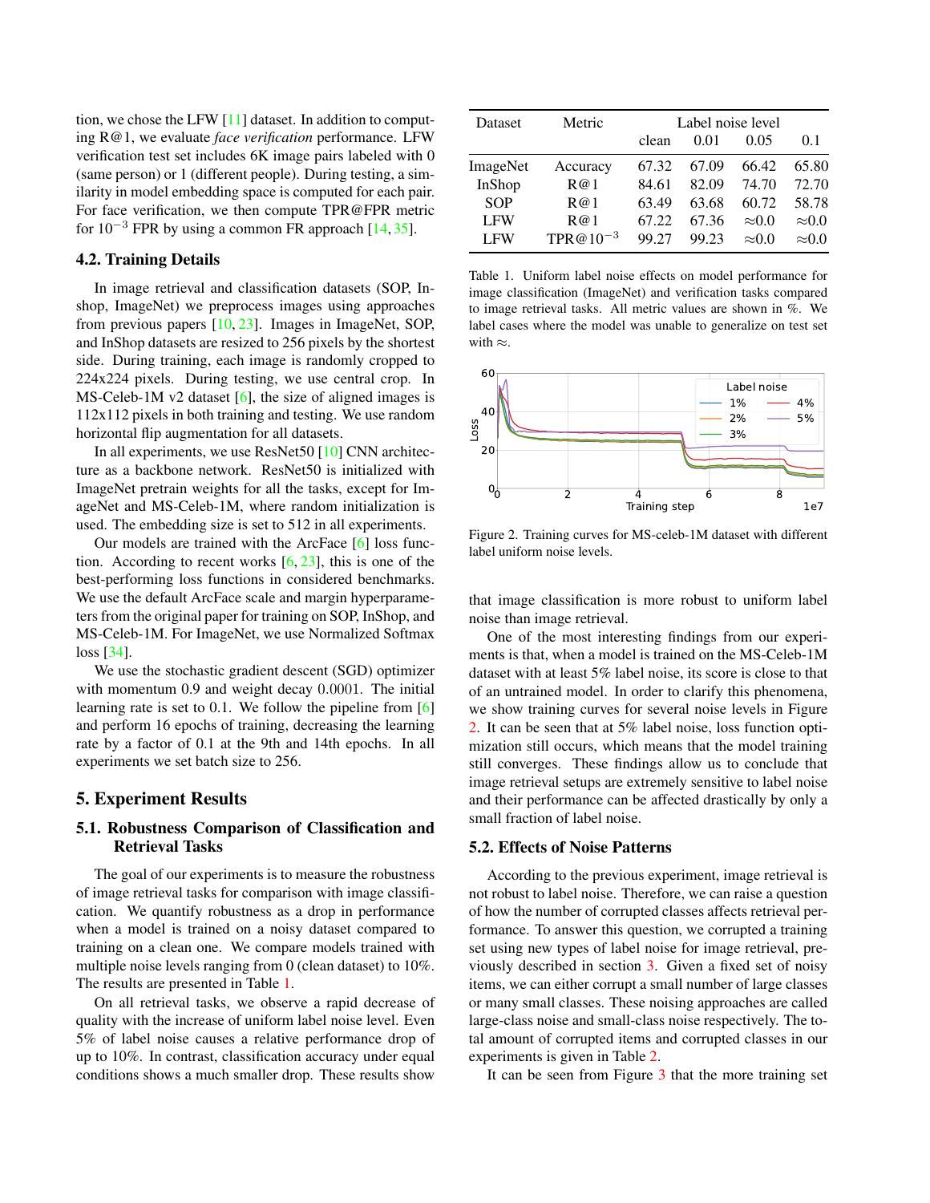tion, we chose the LFW [11] dataset. In addition to computing R@1, we evaluate *face verification* performance. LFW verification test set includes 6K image pairs labeled with 0 (same person) or 1 (different people). During testing, a similarity in model embedding space is computed for each pair. For face verification, we then compute TPR@FPR metric for $10^{-3}$ FPR by using a common FR approach [14, 35].

### 4.2. Training Details

In image retrieval and classification datasets (SOP, Inshop, ImageNet) we preprocess images using approaches from previous papers [10, 23]. Images in ImageNet, SOP, and InShop datasets are resized to 256 pixels by the shortest side. During training, each image is randomly cropped to 224x224 pixels. During testing, we use central crop. In MS-Celeb-1M v2 dataset [6], the size of aligned images is 112x112 pixels in both training and testing. We use random horizontal flip augmentation for all datasets.

In all experiments, we use ResNet50 [10] CNN architecture as a backbone network. ResNet50 is initialized with ImageNet pretrain weights for all the tasks, except for ImageNet and MS-Celeb-1M, where random initialization is used. The embedding size is set to 512 in all experiments.

Our models are trained with the ArcFace [6] loss function. According to recent works [6, 23], this is one of the best-performing loss functions in considered benchmarks. We use the default ArcFace scale and margin hyperparameters from the original paper for training on SOP, InShop, and MS-Celeb-1M. For ImageNet, we use Normalized Softmax loss [34].

We use the stochastic gradient descent (SGD) optimizer with momentum 0.9 and weight decay 0.0001. The initial learning rate is set to 0.1. We follow the pipeline from [6] and perform 16 epochs of training, decreasing the learning rate by a factor of 0.1 at the 9th and 14th epochs. In all experiments we set batch size to 256.

## 5. Experiment Results

### 5.1. Robustness Comparison of Classification and Retrieval Tasks

The goal of our experiments is to measure the robustness of image retrieval tasks for comparison with image classification. We quantify robustness as a drop in performance when a model is trained on a noisy dataset compared to training on a clean one. We compare models trained with multiple noise levels ranging from 0 (clean dataset) to 10%. The results are presented in Table 1.

On all retrieval tasks, we observe a rapid decrease of quality with the increase of uniform label noise level. Even 5% of label noise causes a relative performance drop of up to 10%. In contrast, classification accuracy under equal conditions shows a much smaller drop. These results show that image classification is more robust to uniform label noise than image retrieval.

| Dataset | Metric | Label noise level | | | |
|---|---|---|---|---|---|
| | | clean | 0.01 | 0.05 | 0.1 |
| ImageNet | Accuracy | 67.32 | 67.09 | 66.42 | 65.80 |
| InShop | R@1 | 84.61 | 82.09 | 74.70 | 72.70 |
| SOP | R@1 | 63.49 | 63.68 | 60.72 | 58.78 |
| LFW | R@1 | 67.22 | 67.36 | $\approx$0.0 | $\approx$0.0 |
| LFW | TPR@$10^{-3}$ | 99.27 | 99.23 | $\approx$0.0 | $\approx$0.0 |

Table 1. Uniform label noise effects on model performance for image classification (ImageNet) and verification tasks compared to image retrieval tasks. All metric values are shown in %. We label cases where the model was unable to generalize on test set with $\approx$.

Figure 2. Training curves for MS-celeb-1M dataset with different label uniform noise levels.

One of the most interesting findings from our experiments is that, when a model is trained on the MS-Celeb-1M dataset with at least 5% label noise, its score is close to that of an untrained model. In order to clarify this phenomena, we show training curves for several noise levels in Figure 2. It can be seen that at 5% label noise, loss function optimization still occurs, which means that the model training still converges. These findings allow us to conclude that image retrieval setups are extremely sensitive to label noise and their performance can be affected drastically by only a small fraction of label noise.

### 5.2. Effects of Noise Patterns

According to the previous experiment, image retrieval is not robust to label noise. Therefore, we can raise a question of how the number of corrupted classes affects retrieval performance. To answer this question, we corrupted a training set using new types of label noise for image retrieval, previously described in section 3. Given a fixed set of noisy items, we can either corrupt a small number of large classes or many small classes. These noising approaches are called large-class noise and small-class noise respectively. The total amount of corrupted items and corrupted classes in our experiments is given in Table 2.

It can be seen from Figure 3 that the more training set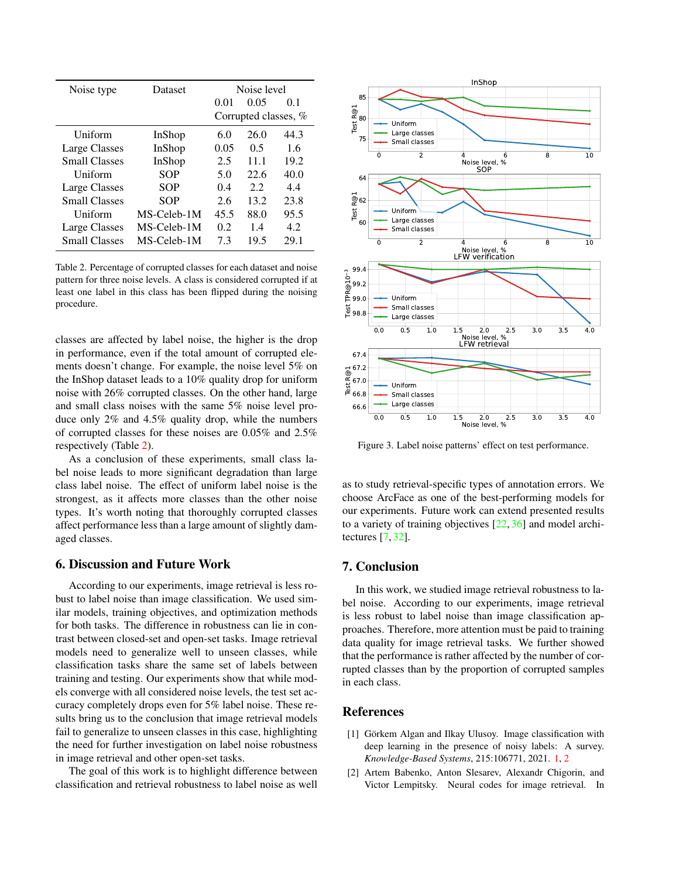| Noise type | Dataset | Noise level | | |
|---|---|---|---|---|
| | | 0.01 | 0.05 | 0.1 |
| | | Corrupted classes, % | | |
| Uniform | InShop | 6.0 | 26.0 | 44.3 |
| Large Classes | InShop | 0.05 | 0.5 | 1.6 |
| Small Classes | InShop | 2.5 | 11.1 | 19.2 |
| Uniform | SOP | 5.0 | 22.6 | 40.0 |
| Large Classes | SOP | 0.4 | 2.2 | 4.4 |
| Small Classes | SOP | 2.6 | 13.2 | 23.8 |
| Uniform | MS-Celeb-1M | 45.5 | 88.0 | 95.5 |
| Large Classes | MS-Celeb-1M | 0.2 | 1.4 | 4.2 |
| Small Classes | MS-Celeb-1M | 7.3 | 19.5 | 29.1 |

Table 2. Percentage of corrupted classes for each dataset and noise pattern for three noise levels. A class is considered corrupted if at least one label in this class has been flipped during the noising procedure.

classes are affected by label noise, the higher is the drop in performance, even if the total amount of corrupted elements doesn't change. For example, the noise level 5% on the InShop dataset leads to a 10% quality drop for uniform noise with 26% corrupted classes. On the other hand, large and small class noises with the same 5% noise level produce only 2% and 4.5% quality drop, while the numbers of corrupted classes for these noises are 0.05% and 2.5% respectively (Table 2).

As a conclusion of these experiments, small class label noise leads to more significant degradation than large class label noise. The effect of uniform label noise is the strongest, as it affects more classes than the other noise types. It's worth noting that thoroughly corrupted classes affect performance less than a large amount of slightly damaged classes.

Figure 3. Label noise patterns' effect on test performance.

## 6. Discussion and Future Work

According to our experiments, image retrieval is less robust to label noise than image classification. We used similar models, training objectives, and optimization methods for both tasks. The difference in robustness can lie in contrast between closed-set and open-set tasks. Image retrieval models need to generalize well to unseen classes, while classification tasks share the same set of labels between training and testing. Our experiments show that while models converge with all considered noise levels, the test set accuracy completely drops even for 5% label noise. These results bring us to the conclusion that image retrieval models fail to generalize to unseen classes in this case, highlighting the need for further investigation on label noise robustness in image retrieval and other open-set tasks.

The goal of this work is to highlight difference between classification and retrieval robustness to label noise as well as to study retrieval-specific types of annotation errors. We choose ArcFace as one of the best-performing models for our experiments. Future work can extend presented results to a variety of training objectives [22, 36] and model architectures [7, 32].

## 7. Conclusion

In this work, we studied image retrieval robustness to label noise. According to our experiments, image retrieval is less robust to label noise than image classification approaches. Therefore, more attention must be paid to training data quality for image retrieval tasks. We further showed that the performance is rather affected by the number of corrupted classes than by the proportion of corrupted samples in each class.

## References

[1] Görkem Algan and Ilkay Ulusoy. Image classification with deep learning in the presence of noisy labels: A survey. *Knowledge-Based Systems*, 215:106771, 2021. 1, 2

[2] Artem Babenko, Anton Slesarev, Alexandr Chigorin, and Victor Lempitsky. Neural codes for image retrieval. In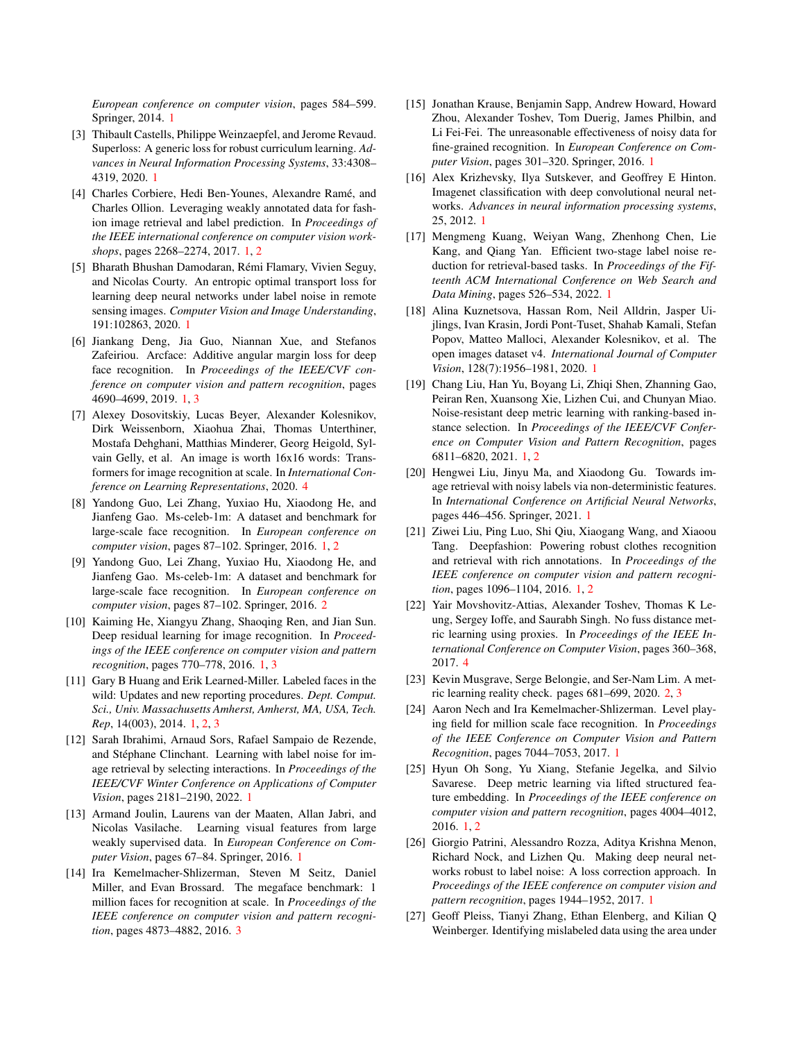European conference on computer vision*, pages 584–599. Springer, 2014. 1

- [3] Thibault Castells, Philippe Weinzaepfel, and Jerome Revaud. Superloss: A generic loss for robust curriculum learning. *Advances in Neural Information Processing Systems*, 33:4308–4319, 2020. 1
- [4] Charles Corbiere, Hedi Ben-Younes, Alexandre Ramé, and Charles Ollion. Leveraging weakly annotated data for fashion image retrieval and label prediction. In *Proceedings of the IEEE international conference on computer vision workshops*, pages 2268–2274, 2017. 1, 2
- [5] Bharath Bhushan Damodaran, Rémi Flamary, Vivien Seguy, and Nicolas Courty. An entropic optimal transport loss for learning deep neural networks under label noise in remote sensing images. *Computer Vision and Image Understanding*, 191:102863, 2020. 1
- [6] Jiankang Deng, Jia Guo, Niannan Xue, and Stefanos Zafeiriou. Arcface: Additive angular margin loss for deep face recognition. In *Proceedings of the IEEE/CVF conference on computer vision and pattern recognition*, pages 4690–4699, 2019. 1, 3
- [7] Alexey Dosovitskiy, Lucas Beyer, Alexander Kolesnikov, Dirk Weissenborn, Xiaohua Zhai, Thomas Unterthiner, Mostafa Dehghani, Matthias Minderer, Georg Heigold, Sylvain Gelly, et al. An image is worth 16x16 words: Transformers for image recognition at scale. In *International Conference on Learning Representations*, 2020. 4
- [8] Yandong Guo, Lei Zhang, Yuxiao Hu, Xiaodong He, and Jianfeng Gao. Ms-celeb-1m: A dataset and benchmark for large-scale face recognition. In *European conference on computer vision*, pages 87–102. Springer, 2016. 1, 2
- [9] Yandong Guo, Lei Zhang, Yuxiao Hu, Xiaodong He, and Jianfeng Gao. Ms-celeb-1m: A dataset and benchmark for large-scale face recognition. In *European conference on computer vision*, pages 87–102. Springer, 2016. 2
- [10] Kaiming He, Xiangyu Zhang, Shaoqing Ren, and Jian Sun. Deep residual learning for image recognition. In *Proceedings of the IEEE conference on computer vision and pattern recognition*, pages 770–778, 2016. 1, 3
- [11] Gary B Huang and Erik Learned-Miller. Labeled faces in the wild: Updates and new reporting procedures. *Dept. Comput. Sci., Univ. Massachusetts Amherst, Amherst, MA, USA, Tech. Rep*, 14(003), 2014. 1, 2, 3
- [12] Sarah Ibrahimi, Arnaud Sors, Rafael Sampaio de Rezende, and Stéphane Clinchant. Learning with label noise for image retrieval by selecting interactions. In *Proceedings of the IEEE/CVF Winter Conference on Applications of Computer Vision*, pages 2181–2190, 2022. 1
- [13] Armand Joulin, Laurens van der Maaten, Allan Jabri, and Nicolas Vasilache. Learning visual features from large weakly supervised data. In *European Conference on Computer Vision*, pages 67–84. Springer, 2016. 1
- [14] Ira Kemelmacher-Shlizerman, Steven M Seitz, Daniel Miller, and Evan Brossard. The megaface benchmark: 1 million faces for recognition at scale. In *Proceedings of the IEEE conference on computer vision and pattern recognition*, pages 4873–4882, 2016. 3
- [15] Jonathan Krause, Benjamin Sapp, Andrew Howard, Howard Zhou, Alexander Toshev, Tom Duerig, James Philbin, and Li Fei-Fei. The unreasonable effectiveness of noisy data for fine-grained recognition. In *European Conference on Computer Vision*, pages 301–320. Springer, 2016. 1
- [16] Alex Krizhevsky, Ilya Sutskever, and Geoffrey E Hinton. Imagenet classification with deep convolutional neural networks. *Advances in neural information processing systems*, 25, 2012. 1
- [17] Mengmeng Kuang, Weiyan Wang, Zhenhong Chen, Lie Kang, and Qiang Yan. Efficient two-stage label noise reduction for retrieval-based tasks. In *Proceedings of the Fifteenth ACM International Conference on Web Search and Data Mining*, pages 526–534, 2022. 1
- [18] Alina Kuznetsova, Hassan Rom, Neil Alldrin, Jasper Uijlings, Ivan Krasin, Jordi Pont-Tuset, Shahab Kamali, Stefan Popov, Matteo Malloci, Alexander Kolesnikov, et al. The open images dataset v4. *International Journal of Computer Vision*, 128(7):1956–1981, 2020. 1
- [19] Chang Liu, Han Yu, Boyang Li, Zhiqi Shen, Zhanning Gao, Peiran Ren, Xuansong Xie, Lizhen Cui, and Chunyan Miao. Noise-resistant deep metric learning with ranking-based instance selection. In *Proceedings of the IEEE/CVF Conference on Computer Vision and Pattern Recognition*, pages 6811–6820, 2021. 1, 2
- [20] Hengwei Liu, Jinyu Ma, and Xiaodong Gu. Towards image retrieval with noisy labels via non-deterministic features. In *International Conference on Artificial Neural Networks*, pages 446–456. Springer, 2021. 1
- [21] Ziwei Liu, Ping Luo, Shi Qiu, Xiaogang Wang, and Xiaoou Tang. Deepfashion: Powering robust clothes recognition and retrieval with rich annotations. In *Proceedings of the IEEE conference on computer vision and pattern recognition*, pages 1096–1104, 2016. 1, 2
- [22] Yair Movshovitz-Attias, Alexander Toshev, Thomas K Leung, Sergey Ioffe, and Saurabh Singh. No fuss distance metric learning using proxies. In *Proceedings of the IEEE International Conference on Computer Vision*, pages 360–368, 2017. 4
- [23] Kevin Musgrave, Serge Belongie, and Ser-Nam Lim. A metric learning reality check. pages 681–699, 2020. 2, 3
- [24] Aaron Nech and Ira Kemelmacher-Shlizerman. Level playing field for million scale face recognition. In *Proceedings of the IEEE Conference on Computer Vision and Pattern Recognition*, pages 7044–7053, 2017. 1
- [25] Hyun Oh Song, Yu Xiang, Stefanie Jegelka, and Silvio Savarese. Deep metric learning via lifted structured feature embedding. In *Proceedings of the IEEE conference on computer vision and pattern recognition*, pages 4004–4012, 2016. 1, 2
- [26] Giorgio Patrini, Alessandro Rozza, Aditya Krishna Menon, Richard Nock, and Lizhen Qu. Making deep neural networks robust to label noise: A loss correction approach. In *Proceedings of the IEEE conference on computer vision and pattern recognition*, pages 1944–1952, 2017. 1
- [27] Geoff Pleiss, Tianyi Zhang, Ethan Elenberg, and Kilian Q Weinberger. Identifying mislabeled data using the area under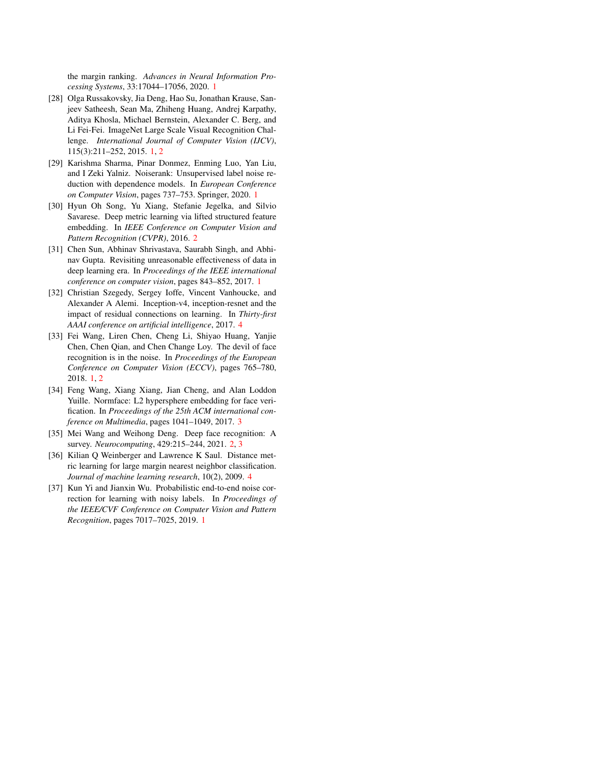the margin ranking. *Advances in Neural Information Processing Systems*, 33:17044–17056, 2020. 1

[28] Olga Russakovsky, Jia Deng, Hao Su, Jonathan Krause, Sanjeev Satheesh, Sean Ma, Zhiheng Huang, Andrej Karpathy, Aditya Khosla, Michael Bernstein, Alexander C. Berg, and Li Fei-Fei. ImageNet Large Scale Visual Recognition Challenge. *International Journal of Computer Vision (IJCV)*, 115(3):211–252, 2015. 1, 2

[29] Karishma Sharma, Pinar Donmez, Enming Luo, Yan Liu, and I Zeki Yalniz. Noiserank: Unsupervised label noise reduction with dependence models. In *European Conference on Computer Vision*, pages 737–753. Springer, 2020. 1

[30] Hyun Oh Song, Yu Xiang, Stefanie Jegelka, and Silvio Savarese. Deep metric learning via lifted structured feature embedding. In *IEEE Conference on Computer Vision and Pattern Recognition (CVPR)*, 2016. 2

[31] Chen Sun, Abhinav Shrivastava, Saurabh Singh, and Abhinav Gupta. Revisiting unreasonable effectiveness of data in deep learning era. In *Proceedings of the IEEE international conference on computer vision*, pages 843–852, 2017. 1

[32] Christian Szegedy, Sergey Ioffe, Vincent Vanhoucke, and Alexander A Alemi. Inception-v4, inception-resnet and the impact of residual connections on learning. In *Thirty-first AAAI conference on artificial intelligence*, 2017. 4

[33] Fei Wang, Liren Chen, Cheng Li, Shiyao Huang, Yanjie Chen, Chen Qian, and Chen Change Loy. The devil of face recognition is in the noise. In *Proceedings of the European Conference on Computer Vision (ECCV)*, pages 765–780, 2018. 1, 2

[34] Feng Wang, Xiang Xiang, Jian Cheng, and Alan Loddon Yuille. Normface: L2 hypersphere embedding for face verification. In *Proceedings of the 25th ACM international conference on Multimedia*, pages 1041–1049, 2017. 3

[35] Mei Wang and Weihong Deng. Deep face recognition: A survey. *Neurocomputing*, 429:215–244, 2021. 2, 3

[36] Kilian Q Weinberger and Lawrence K Saul. Distance metric learning for large margin nearest neighbor classification. *Journal of machine learning research*, 10(2), 2009. 4

[37] Kun Yi and Jianxin Wu. Probabilistic end-to-end noise correction for learning with noisy labels. In *Proceedings of the IEEE/CVF Conference on Computer Vision and Pattern Recognition*, pages 7017–7025, 2019. 1